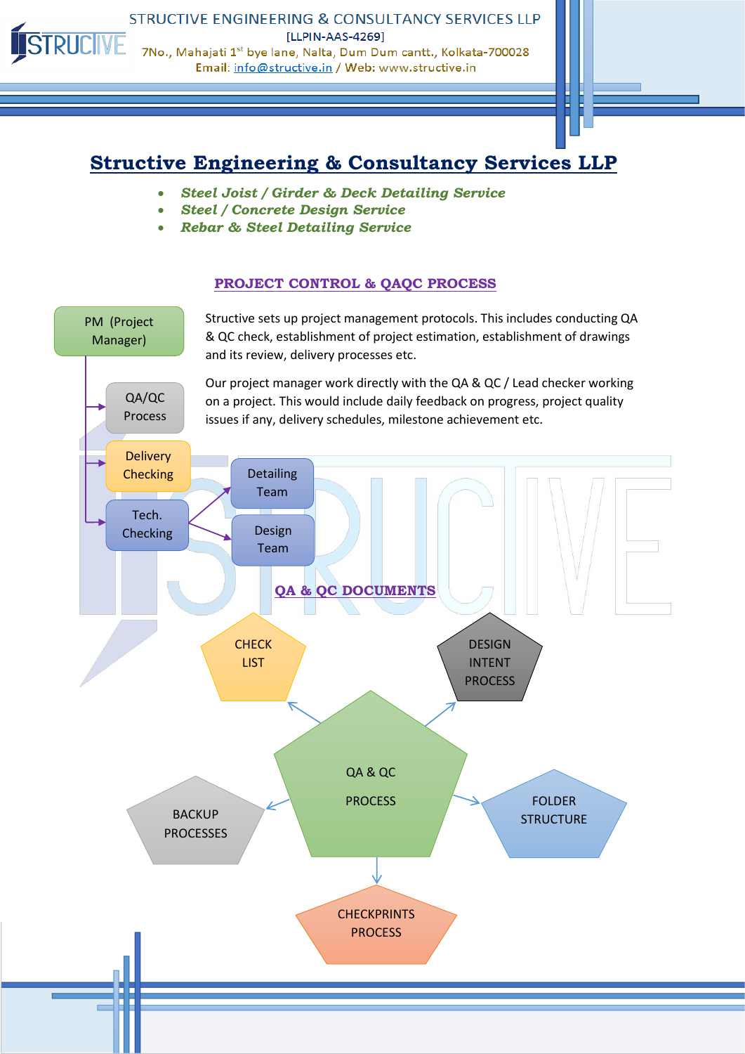# Structive Engineering & Consultancy Services LLP

- ***Steel Joist / Girder & Deck Detailing Service***
- ***Steel / Concrete Design Service***
- ***Rebar & Steel Detailing Service***

## PROJECT CONTROL & QAQC PROCESS

PM (Project Manager)

QA/QC Process

Delivery Checking

Tech. Checking

Detailing Team

Design Team

Structive sets up project management protocols. This includes conducting QA & QC check, establishment of project estimation, establishment of drawings and its review, delivery processes etc.

Our project manager work directly with the QA & QC / Lead checker working on a project. This would include daily feedback on progress, project quality issues if any, delivery schedules, milestone achievement etc.

## QA & QC DOCUMENTS

QA & QC PROCESS

CHECK LIST

DESIGN INTENT PROCESS

BACKUP PROCESSES

FOLDER STRUCTURE

CHECKPRINTS PROCESS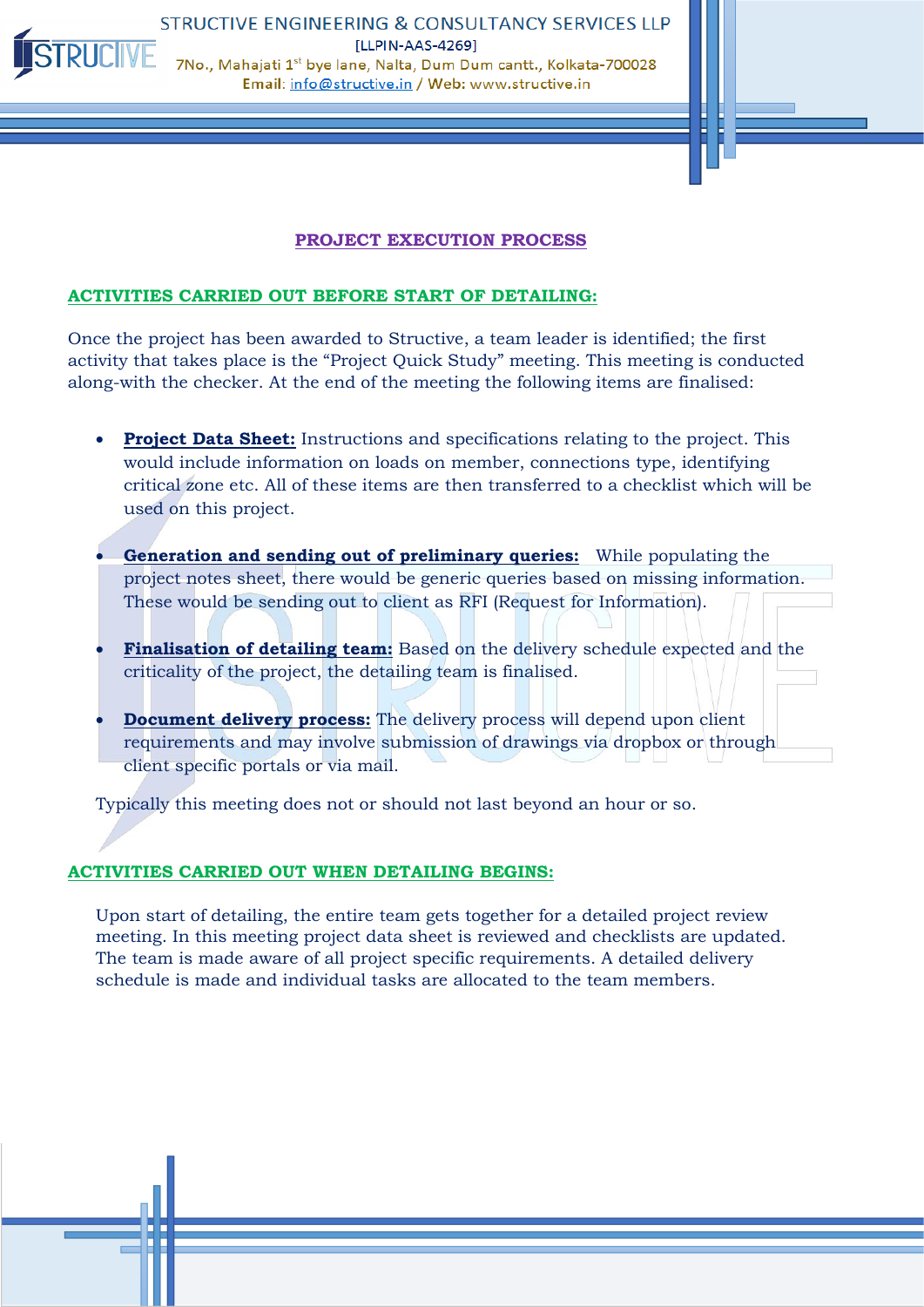## PROJECT EXECUTION PROCESS

### ACTIVITIES CARRIED OUT BEFORE START OF DETAILING:

Once the project has been awarded to Structive, a team leader is identified; the first activity that takes place is the "Project Quick Study" meeting. This meeting is conducted along-with the checker. At the end of the meeting the following items are finalised:

- **Project Data Sheet:** Instructions and specifications relating to the project. This would include information on loads on member, connections type, identifying critical zone etc. All of these items are then transferred to a checklist which will be used on this project.

- **Generation and sending out of preliminary queries:** While populating the project notes sheet, there would be generic queries based on missing information. These would be sending out to client as RFI (Request for Information).

- **Finalisation of detailing team:** Based on the delivery schedule expected and the criticality of the project, the detailing team is finalised.

- **Document delivery process:** The delivery process will depend upon client requirements and may involve submission of drawings via dropbox or through client specific portals or via mail.

Typically this meeting does not or should not last beyond an hour or so.

### ACTIVITIES CARRIED OUT WHEN DETAILING BEGINS:

Upon start of detailing, the entire team gets together for a detailed project review meeting. In this meeting project data sheet is reviewed and checklists are updated. The team is made aware of all project specific requirements. A detailed delivery schedule is made and individual tasks are allocated to the team members.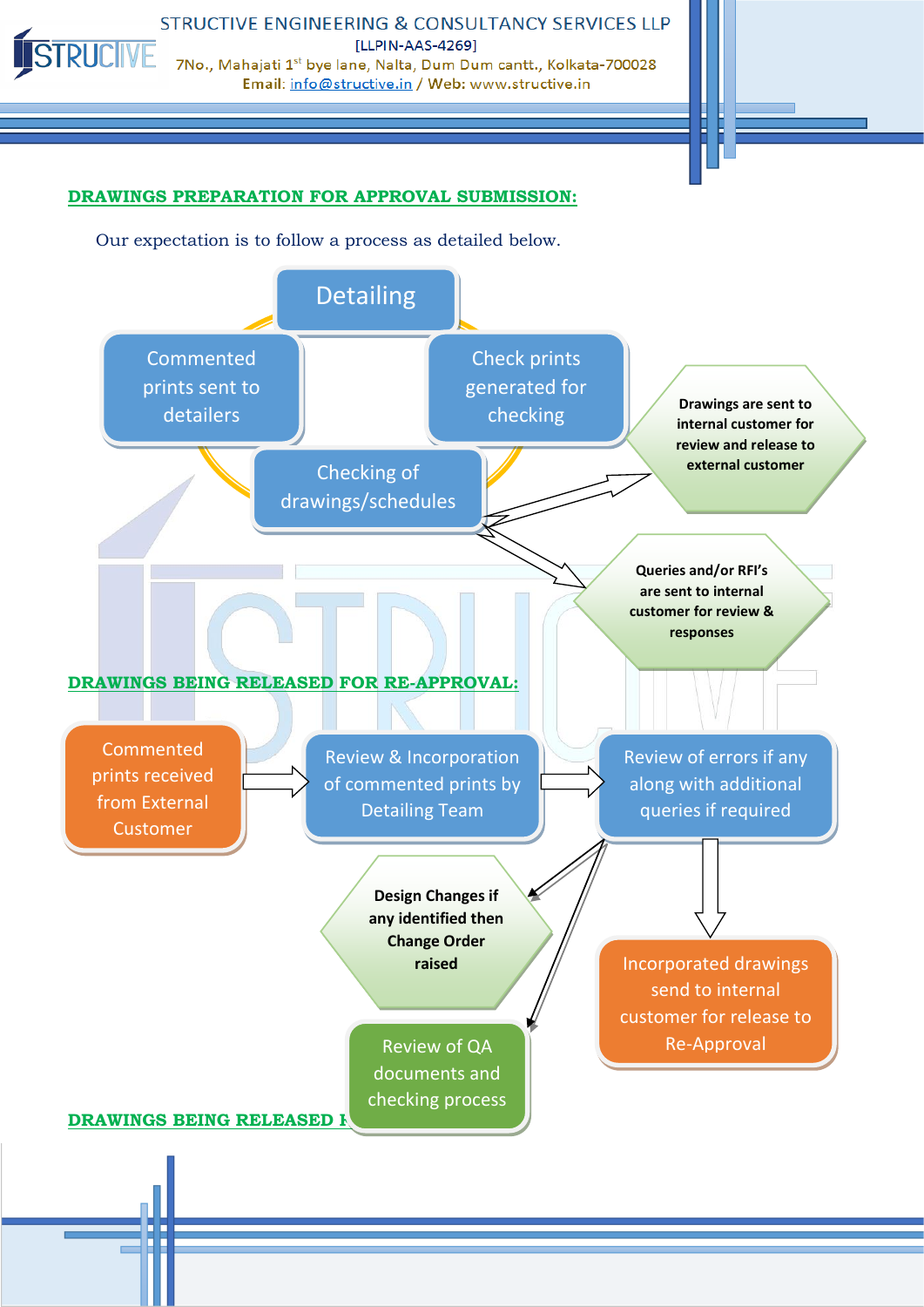## DRAWINGS PREPARATION FOR APPROVAL SUBMISSION:

Our expectation is to follow a process as detailed below.

Detailing

Check prints generated for checking

Checking of drawings/schedules

Commented prints sent to detailers

Drawings are sent to internal customer for review and release to external customer

Queries and/or RFI's are sent to internal customer for review & responses

## DRAWINGS BEING RELEASED FOR RE-APPROVAL:

Commented prints received from External Customer

Review & Incorporation of commented prints by Detailing Team

Review of errors if any along with additional queries if required

Incorporated drawings send to internal customer for release to Re-Approval

Design Changes if any identified then Change Order raised

Review of QA documents and checking process

## DRAWINGS BEING RELEASED F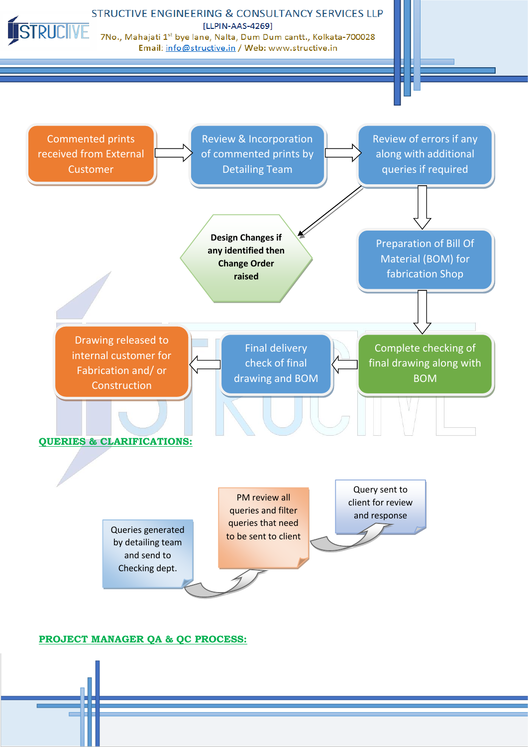Commented prints received from External Customer

Review & Incorporation of commented prints by Detailing Team

Review of errors if any along with additional queries if required

**Design Changes if any identified then Change Order raised**

Preparation of Bill Of Material (BOM) for fabrication Shop

Complete checking of final drawing along with BOM

Final delivery check of final drawing and BOM

Drawing released to internal customer for Fabrication and/ or Construction

## QUERIES & CLARIFICATIONS:

Queries generated by detailing team and send to Checking dept.

PM review all queries and filter queries that need to be sent to client

Query sent to client for review and response

## PROJECT MANAGER QA & QC PROCESS: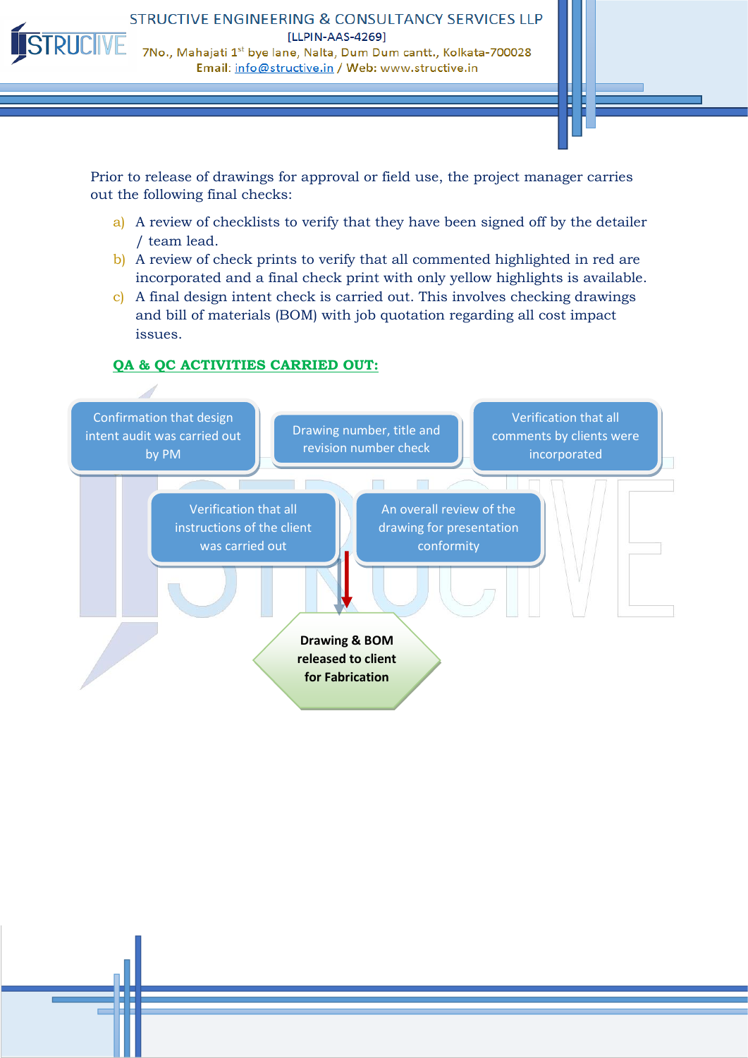Prior to release of drawings for approval or field use, the project manager carries out the following final checks:

a) A review of checklists to verify that they have been signed off by the detailer / team lead.
b) A review of check prints to verify that all commented highlighted in red are incorporated and a final check print with only yellow highlights is available.
c) A final design intent check is carried out. This involves checking drawings and bill of materials (BOM) with job quotation regarding all cost impact issues.

**QA & QC ACTIVITIES CARRIED OUT:**

Confirmation that design intent audit was carried out by PM

Drawing number, title and revision number check

Verification that all comments by clients were incorporated

Verification that all instructions of the client was carried out

An overall review of the drawing for presentation conformity

**Drawing & BOM released to client for Fabrication**